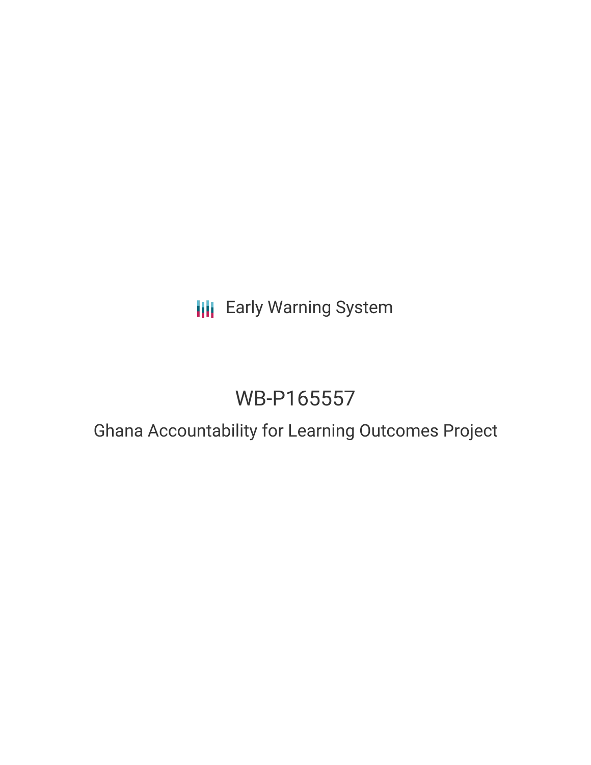Early Warning System

# WB-P165557

## Ghana Accountability for Learning Outcomes Project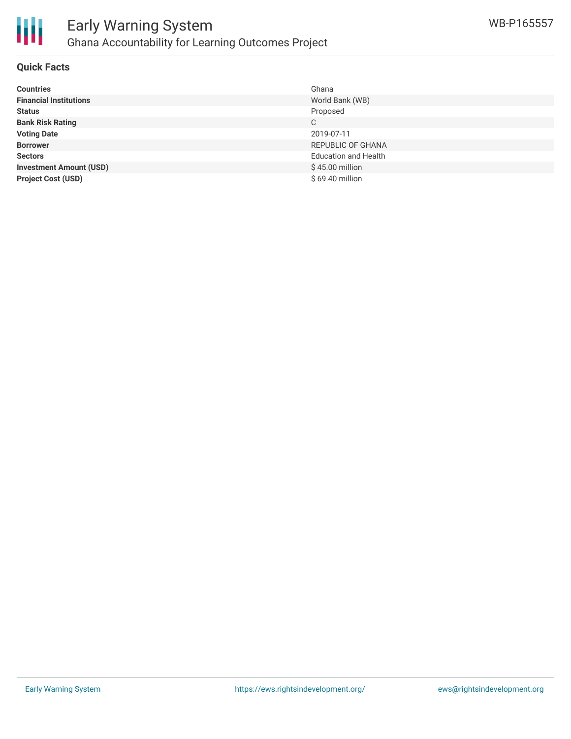# Early Warning System

## Ghana Accountability for Learning Outcomes Project

WB-P165557

### Quick Facts

| | |
|---|---|
| **Countries** | Ghana |
| **Financial Institutions** | World Bank (WB) |
| **Status** | Proposed |
| **Bank Risk Rating** | C |
| **Voting Date** | 2019-07-11 |
| **Borrower** | REPUBLIC OF GHANA |
| **Sectors** | Education and Health |
| **Investment Amount (USD)** | $ 45.00 million |
| **Project Cost (USD)** | $ 69.40 million |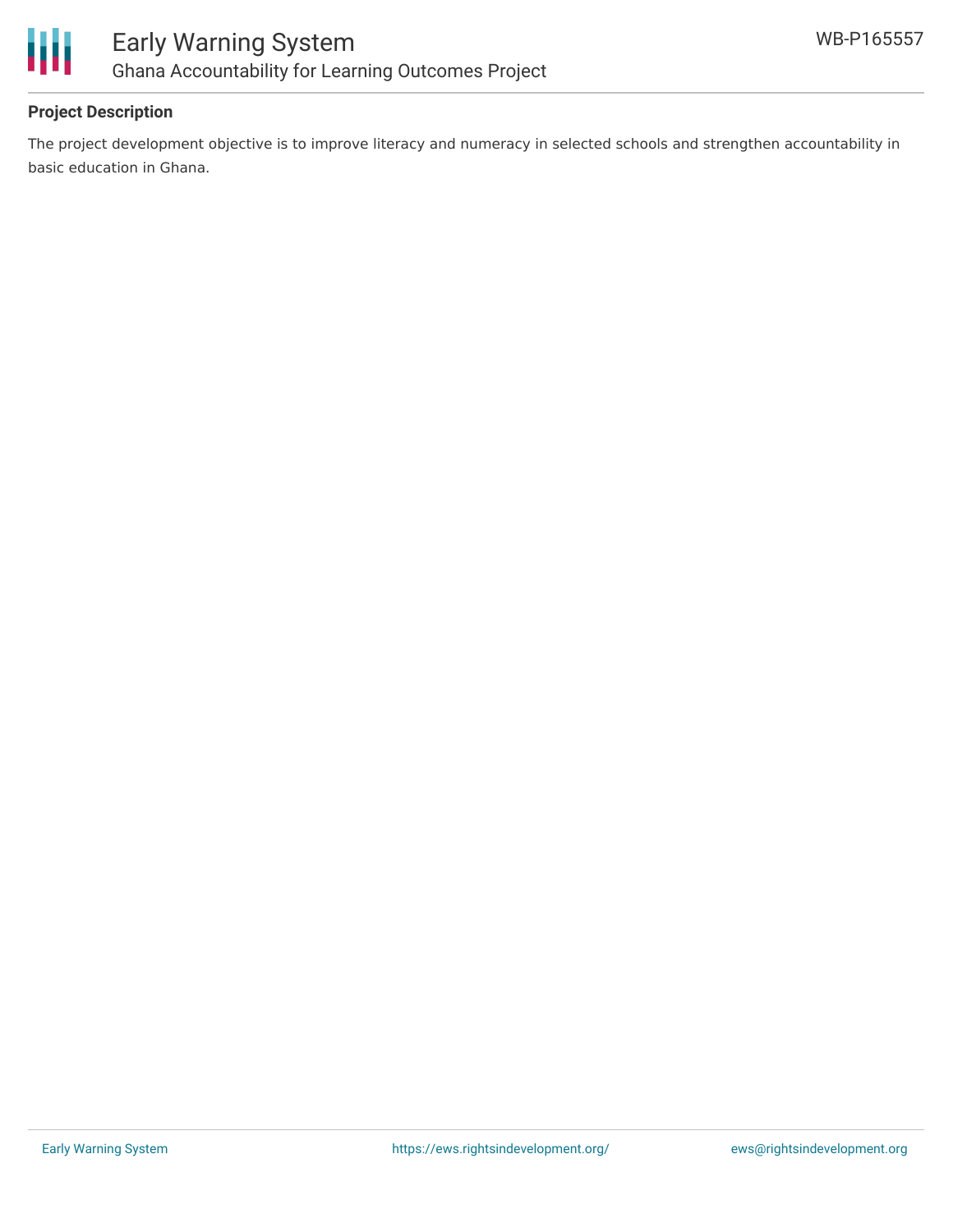## Project Description

The project development objective is to improve literacy and numeracy in selected schools and strengthen accountability in basic education in Ghana.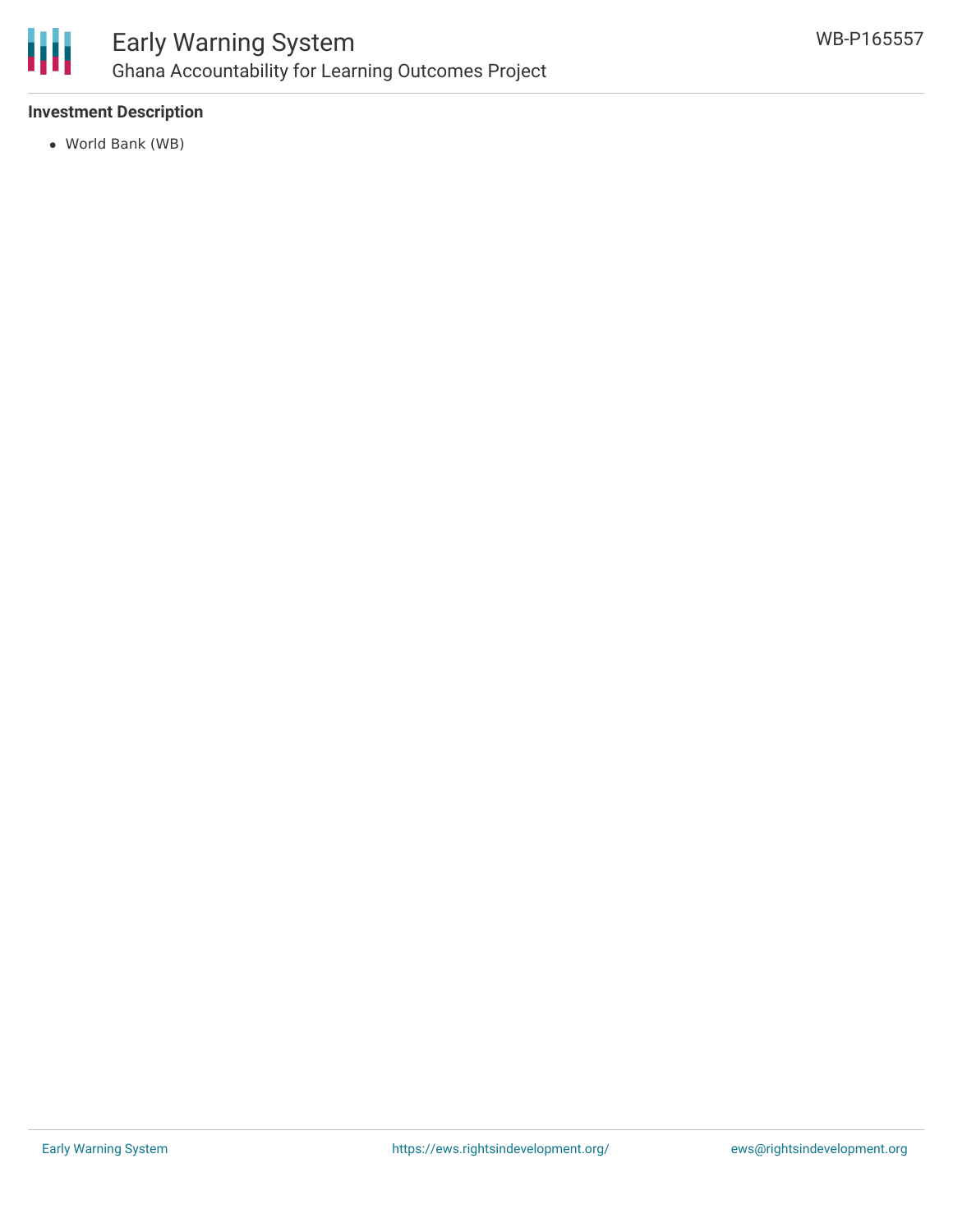### Investment Description

- World Bank (WB)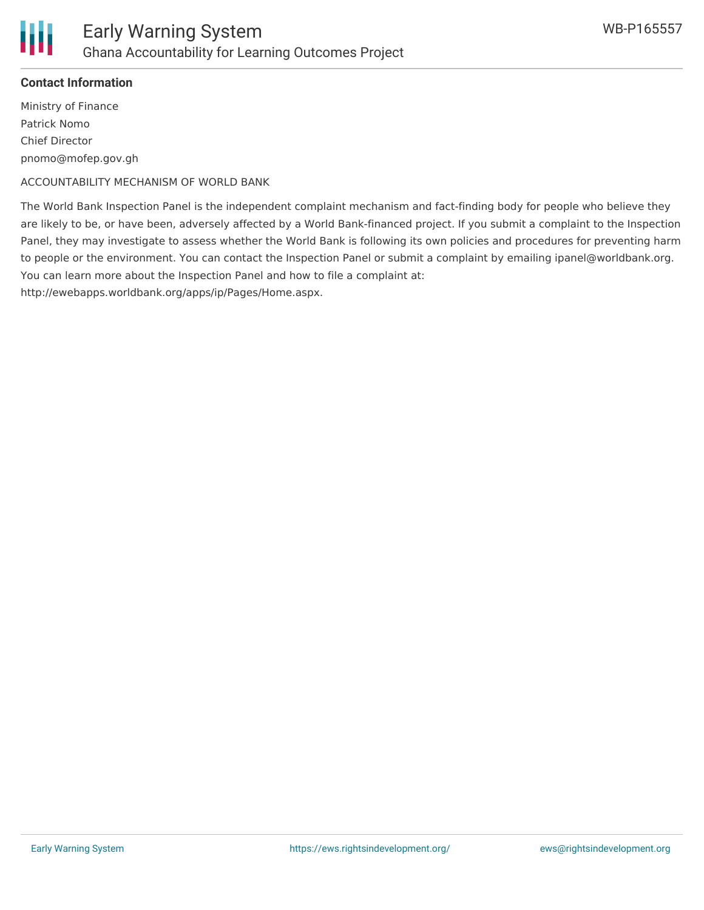**Contact Information**

Ministry of Finance
Patrick Nomo
Chief Director
pnomo@mofep.gov.gh

ACCOUNTABILITY MECHANISM OF WORLD BANK

The World Bank Inspection Panel is the independent complaint mechanism and fact-finding body for people who believe they are likely to be, or have been, adversely affected by a World Bank-financed project. If you submit a complaint to the Inspection Panel, they may investigate to assess whether the World Bank is following its own policies and procedures for preventing harm to people or the environment. You can contact the Inspection Panel or submit a complaint by emailing ipanel@worldbank.org. You can learn more about the Inspection Panel and how to file a complaint at: http://ewebapps.worldbank.org/apps/ip/Pages/Home.aspx.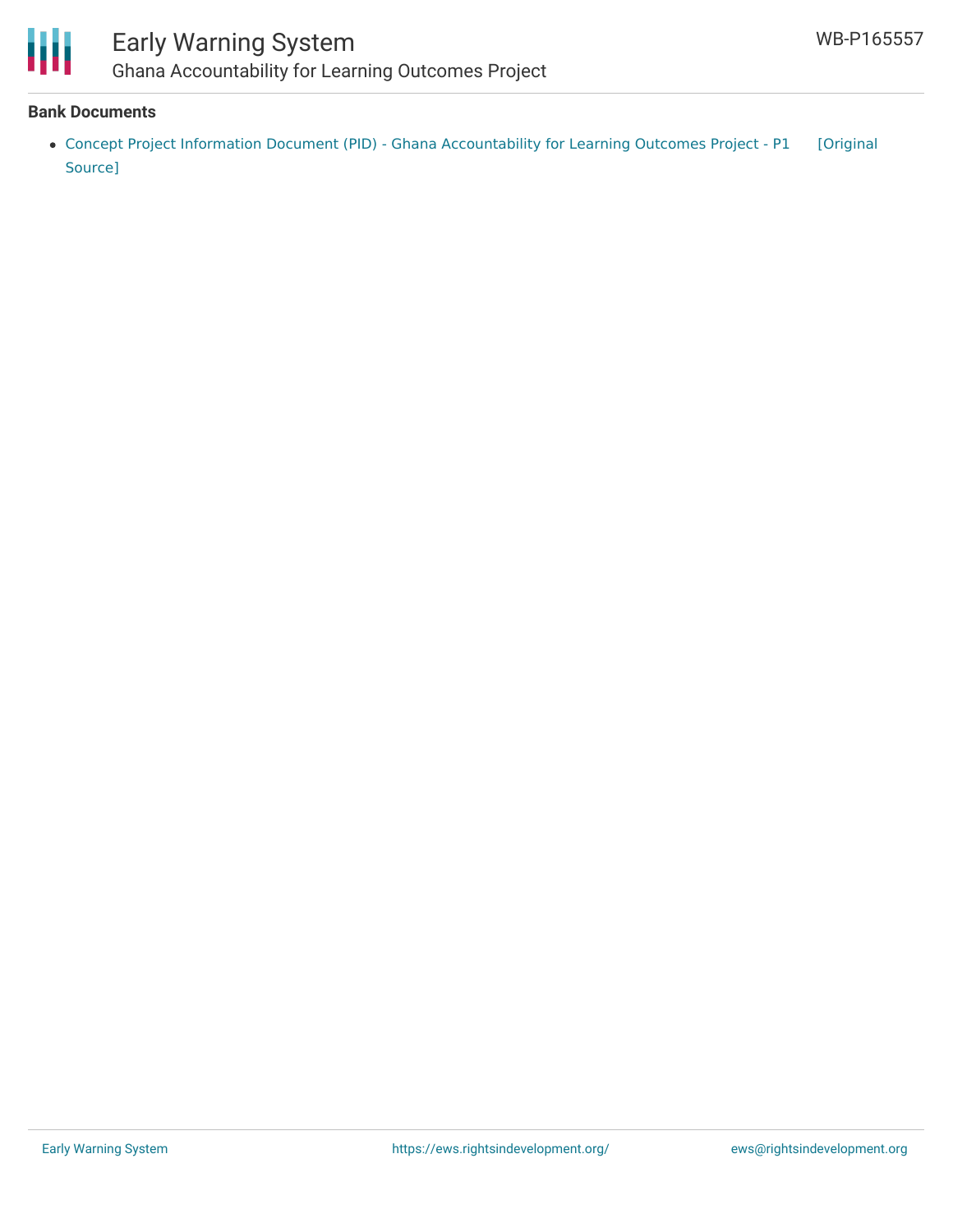**Bank Documents**

- Concept Project Information Document (PID) - Ghana Accountability for Learning Outcomes Project - P1 [Original Source]